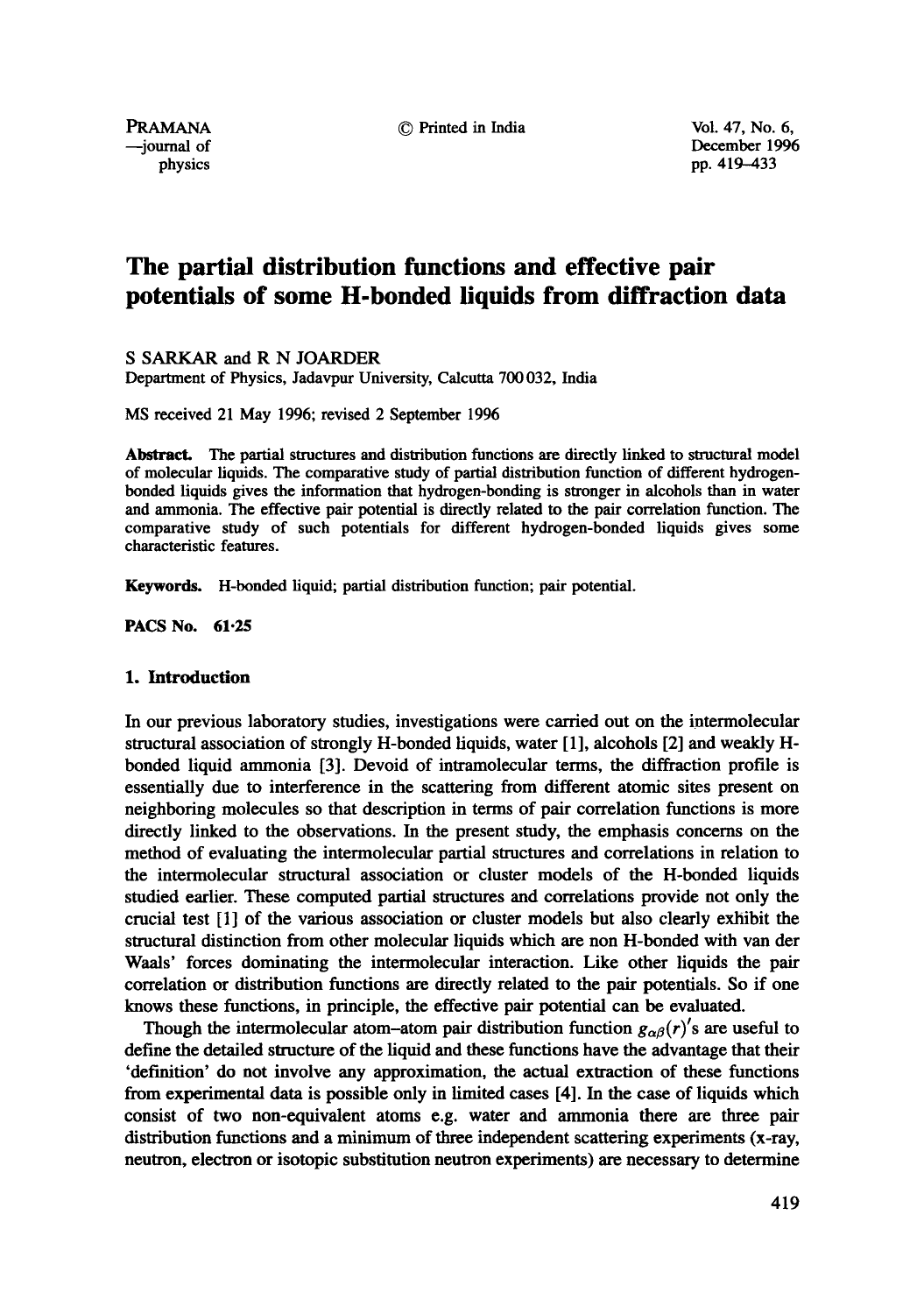# The partial distribution functions and effective pair potentials of some H-bonded liquids from diffraction data

S SARKAR and R N JOARDER

Department of Physics, Jadavpur University, Calcutta 700 032, India

MS received 21 May 1996; revised 2 September 1996

**Abstract.** The partial structures and distribution functions are directly linked to structural model of molecular liquids. The comparative study of partial distribution function of different hydrogen-bonded liquids gives the information that hydrogen-bonding is stronger in alcohols than in water and ammonia. The effective pair potential is directly related to the pair correlation function. The comparative study of such potentials for different hydrogen-bonded liquids gives some characteristic features.

**Keywords.** H-bonded liquid; partial distribution function; pair potential.

**PACS No.** 61·25

## 1. Introduction

In our previous laboratory studies, investigations were carried out on the intermolecular structural association of strongly H-bonded liquids, water [1], alcohols [2] and weakly H-bonded liquid ammonia [3]. Devoid of intramolecular terms, the diffraction profile is essentially due to interference in the scattering from different atomic sites present on neighboring molecules so that description in terms of pair correlation functions is more directly linked to the observations. In the present study, the emphasis concerns on the method of evaluating the intermolecular partial structures and correlations in relation to the intermolecular structural association or cluster models of the H-bonded liquids studied earlier. These computed partial structures and correlations provide not only the crucial test [1] of the various association or cluster models but also clearly exhibit the structural distinction from other molecular liquids which are non H-bonded with van der Waals' forces dominating the intermolecular interaction. Like other liquids the pair correlation or distribution functions are directly related to the pair potentials. So if one knows these functions, in principle, the effective pair potential can be evaluated.

Though the intermolecular atom–atom pair distribution function $g_{\alpha\beta}(r)'$s are useful to define the detailed structure of the liquid and these functions have the advantage that their 'definition' do not involve any approximation, the actual extraction of these functions from experimental data is possible only in limited cases [4]. In the case of liquids which consist of two non-equivalent atoms e.g. water and ammonia there are three pair distribution functions and a minimum of three independent scattering experiments (x-ray, neutron, electron or isotopic substitution neutron experiments) are necessary to determine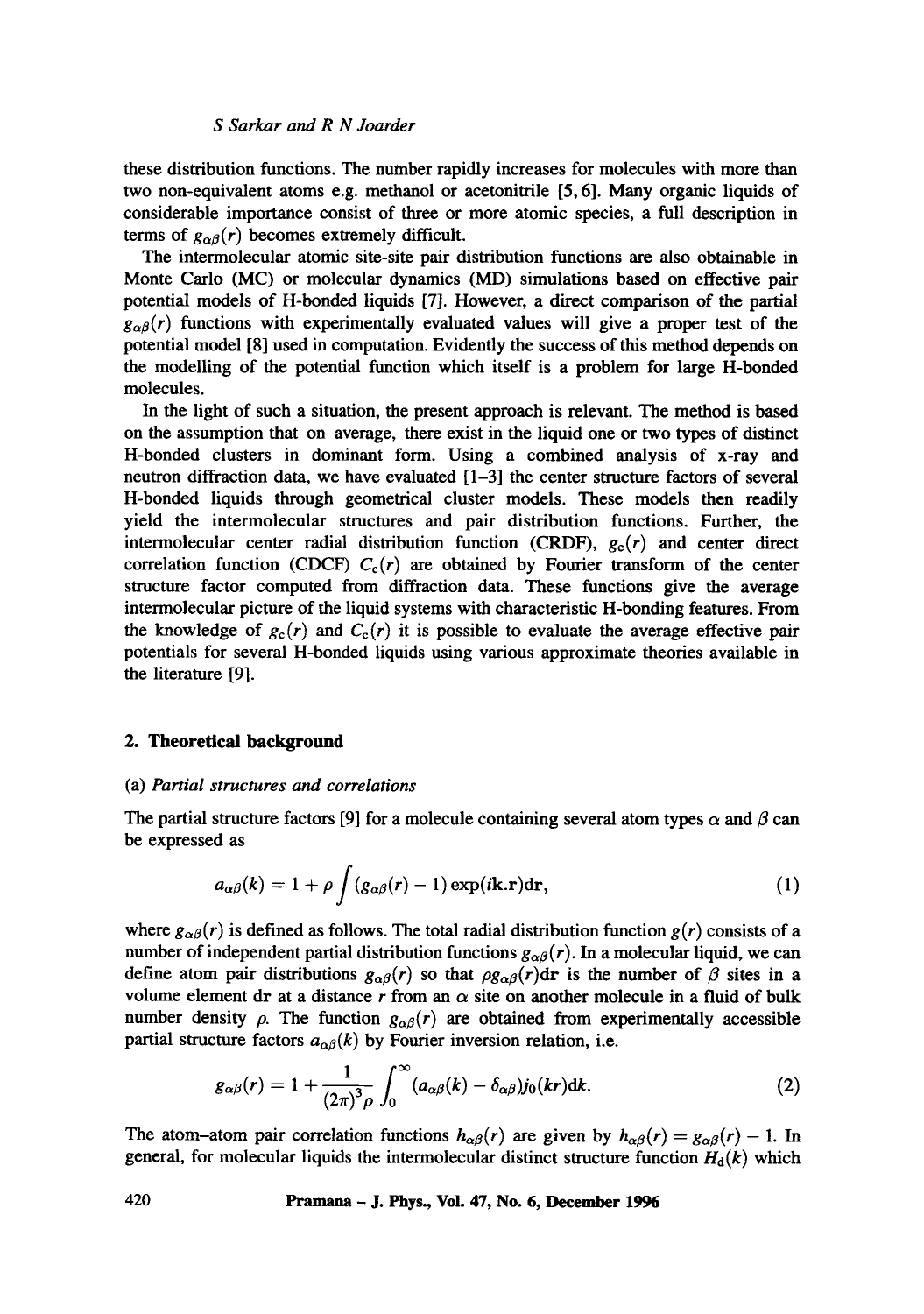these distribution functions. The number rapidly increases for molecules with more than two non-equivalent atoms e.g. methanol or acetonitrile [5, 6]. Many organic liquids of considerable importance consist of three or more atomic species, a full description in terms of $g_{\alpha\beta}(r)$ becomes extremely difficult.

The intermolecular atomic site-site pair distribution functions are also obtainable in Monte Carlo (MC) or molecular dynamics (MD) simulations based on effective pair potential models of H-bonded liquids [7]. However, a direct comparison of the partial $g_{\alpha\beta}(r)$ functions with experimentally evaluated values will give a proper test of the potential model [8] used in computation. Evidently the success of this method depends on the modelling of the potential function which itself is a problem for large H-bonded molecules.

In the light of such a situation, the present approach is relevant. The method is based on the assumption that on average, there exist in the liquid one or two types of distinct H-bonded clusters in dominant form. Using a combined analysis of x-ray and neutron diffraction data, we have evaluated [1–3] the center structure factors of several H-bonded liquids through geometrical cluster models. These models then readily yield the intermolecular structures and pair distribution functions. Further, the intermolecular center radial distribution function (CRDF), $g_c(r)$ and center direct correlation function (CDCF) $C_c(r)$ are obtained by Fourier transform of the center structure factor computed from diffraction data. These functions give the average intermolecular picture of the liquid systems with characteristic H-bonding features. From the knowledge of $g_c(r)$ and $C_c(r)$ it is possible to evaluate the average effective pair potentials for several H-bonded liquids using various approximate theories available in the literature [9].

## 2. Theoretical background

### (a) *Partial structures and correlations*

The partial structure factors [9] for a molecule containing several atom types $\alpha$ and $\beta$ can be expressed as

$$a_{\alpha\beta}(k) = 1 + \rho \int (g_{\alpha\beta}(r) - 1) \exp(i\mathbf{k}.\mathbf{r}) \mathrm{d}\mathbf{r}, \tag{1}$$

where $g_{\alpha\beta}(r)$ is defined as follows. The total radial distribution function $g(r)$ consists of a number of independent partial distribution functions $g_{\alpha\beta}(r)$. In a molecular liquid, we can define atom pair distributions $g_{\alpha\beta}(r)$ so that $\rho g_{\alpha\beta}(r)\mathrm{d}\mathbf{r}$ is the number of $\beta$ sites in a volume element $\mathrm{d}\mathbf{r}$ at a distance $r$ from an $\alpha$ site on another molecule in a fluid of bulk number density $\rho$. The function $g_{\alpha\beta}(r)$ are obtained from experimentally accessible partial structure factors $a_{\alpha\beta}(k)$ by Fourier inversion relation, i.e.

$$g_{\alpha\beta}(r) = 1 + \frac{1}{(2\pi)^3 \rho} \int_0^\infty (a_{\alpha\beta}(k) - \delta_{\alpha\beta}) j_0(kr) \mathrm{d}k. \tag{2}$$

The atom–atom pair correlation functions $h_{\alpha\beta}(r)$ are given by $h_{\alpha\beta}(r) = g_{\alpha\beta}(r) - 1$. In general, for molecular liquids the intermolecular distinct structure function $H_d(k)$ which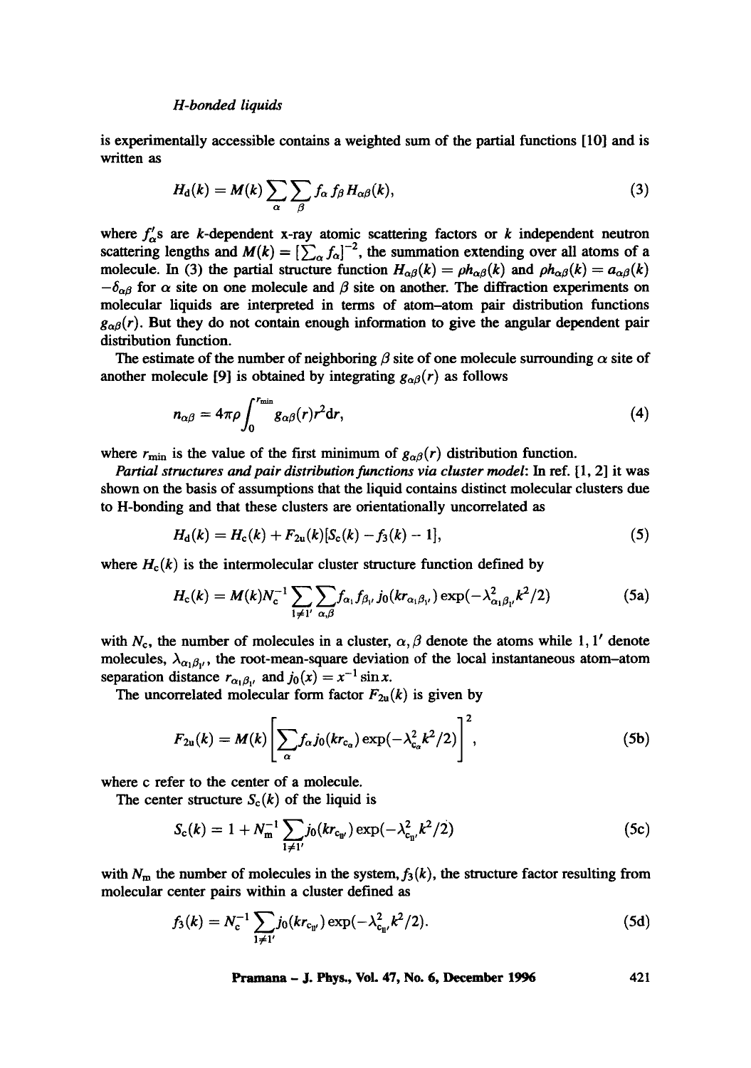is experimentally accessible contains a weighted sum of the partial functions [10] and is written as

$$H_d(k) = M(k) \sum_\alpha \sum_\beta f_\alpha f_\beta H_{\alpha\beta}(k), \tag{3}$$

where $f_\alpha'$s are $k$-dependent x-ray atomic scattering factors or $k$ independent neutron scattering lengths and $M(k) = [\sum_\alpha f_\alpha]^{-2}$, the summation extending over all atoms of a molecule. In (3) the partial structure function $H_{\alpha\beta}(k) = \rho h_{\alpha\beta}(k)$ and $\rho h_{\alpha\beta}(k) = a_{\alpha\beta}(k) - \delta_{\alpha\beta}$ for $\alpha$ site on one molecule and $\beta$ site on another. The diffraction experiments on molecular liquids are interpreted in terms of atom–atom pair distribution functions $g_{\alpha\beta}(r)$. But they do not contain enough information to give the angular dependent pair distribution function.

The estimate of the number of neighboring $\beta$ site of one molecule surrounding $\alpha$ site of another molecule [9] is obtained by integrating $g_{\alpha\beta}(r)$ as follows

$$n_{\alpha\beta} = 4\pi\rho \int_0^{r_{\min}} g_{\alpha\beta}(r) r^2 \mathrm{d}r, \tag{4}$$

where $r_{\min}$ is the value of the first minimum of $g_{\alpha\beta}(r)$ distribution function.

*Partial structures and pair distribution functions via cluster model*: In ref. [1, 2] it was shown on the basis of assumptions that the liquid contains distinct molecular clusters due to H-bonding and that these clusters are orientationally uncorrelated as

$$H_d(k) = H_c(k) + F_{2u}(k)[S_c(k) - f_3(k) - 1], \tag{5}$$

where $H_c(k)$ is the intermolecular cluster structure function defined by

$$H_c(k) = M(k) N_c^{-1} \sum_{1 \neq 1'} \sum_{\alpha,\beta} f_{\alpha_1} f_{\beta_{1'}} j_0(k r_{\alpha_1 \beta_{1'}}) \exp(-\lambda^2_{\alpha_1 \beta_{1'}} k^2/2) \tag{5a}$$

with $N_c$, the number of molecules in a cluster, $\alpha, \beta$ denote the atoms while $1, 1'$ denote molecules, $\lambda_{\alpha_1 \beta_{1'}}$, the root-mean-square deviation of the local instantaneous atom–atom separation distance $r_{\alpha_1 \beta_{1'}}$ and $j_0(x) = x^{-1} \sin x$.

The uncorrelated molecular form factor $F_{2u}(k)$ is given by

$$F_{2u}(k) = M(k) \left[ \sum_\alpha f_\alpha j_0(k r_{c_\alpha}) \exp(-\lambda^2_{c_\alpha} k^2/2) \right]^2, \tag{5b}$$

where c refer to the center of a molecule.

The center structure $S_c(k)$ of the liquid is

$$S_c(k) = 1 + N_m^{-1} \sum_{1 \neq 1'} j_0(k r_{c_{11'}}) \exp(-\lambda^2_{c_{11'}} k^2/2) \tag{5c}$$

with $N_m$ the number of molecules in the system, $f_3(k)$, the structure factor resulting from molecular center pairs within a cluster defined as

$$f_3(k) = N_c^{-1} \sum_{1 \neq 1'} j_0(k r_{c_{11'}}) \exp(-\lambda^2_{c_{11'}} k^2/2). \tag{5d}$$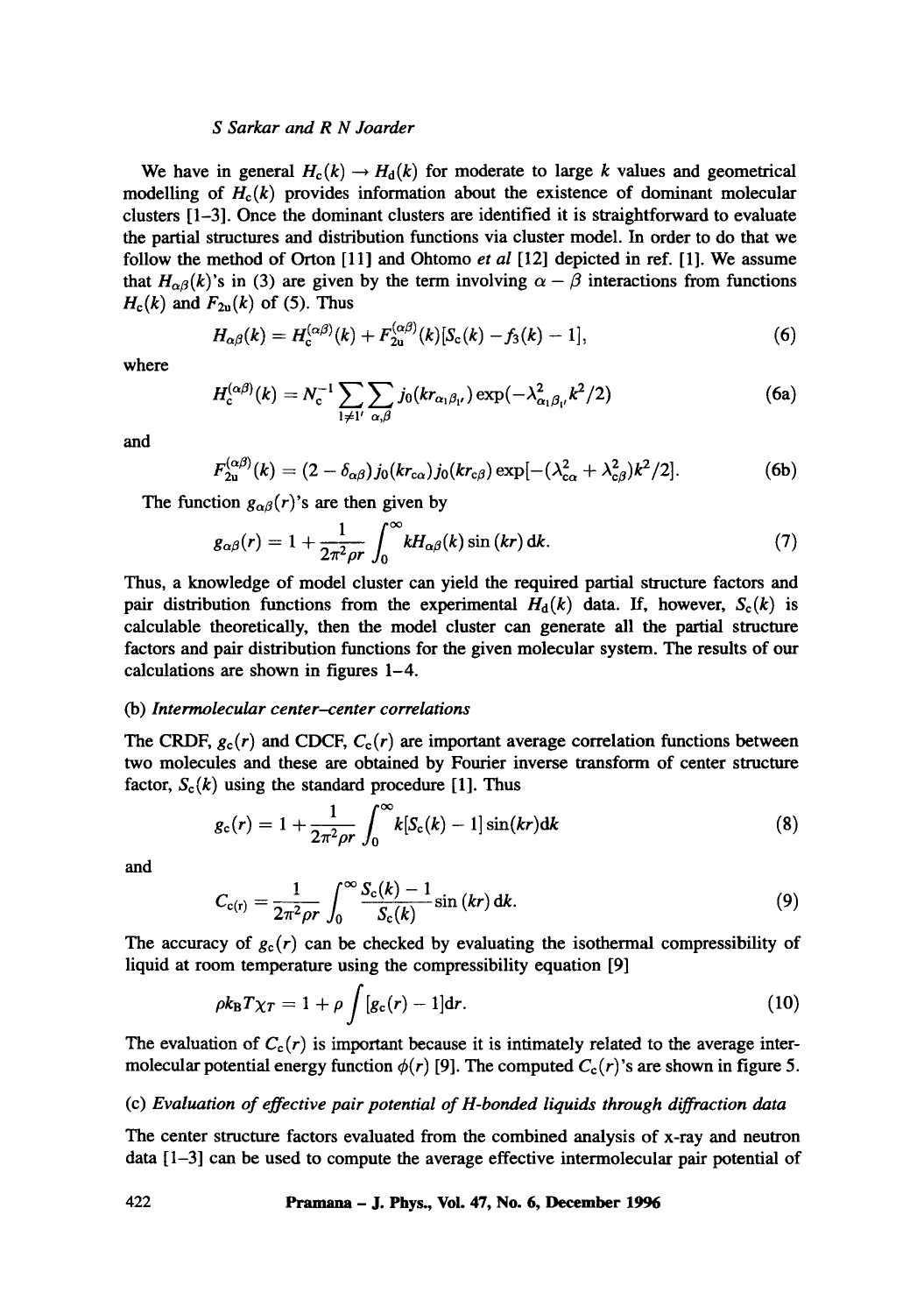We have in general $H_c(k) \rightarrow H_d(k)$ for moderate to large $k$ values and geometrical modelling of $H_c(k)$ provides information about the existence of dominant molecular clusters [1–3]. Once the dominant clusters are identified it is straightforward to evaluate the partial structures and distribution functions via cluster model. In order to do that we follow the method of Orton [11] and Ohtomo *et al* [12] depicted in ref. [1]. We assume that $H_{\alpha\beta}(k)$'s in (3) are given by the term involving $\alpha - \beta$ interactions from functions $H_c(k)$ and $F_{2u}(k)$ of (5). Thus

$$H_{\alpha\beta}(k) = H_c^{(\alpha\beta)}(k) + F_{2u}^{(\alpha\beta)}(k)[S_c(k) - f_3(k) - 1], \tag{6}$$

where

$$H_c^{(\alpha\beta)}(k) = N_c^{-1} \sum_{1 \neq 1'} \sum_{\alpha,\beta} j_0(kr_{\alpha_1\beta_{1'}}) \exp(-\lambda^2_{\alpha_1\beta_{1'}} k^2/2) \tag{6a}$$

and

$$F_{2u}^{(\alpha\beta)}(k) = (2 - \delta_{\alpha\beta}) j_0(kr_{c\alpha}) j_0(kr_{c\beta}) \exp[-(\lambda^2_{c\alpha} + \lambda^2_{c\beta})k^2/2]. \tag{6b}$$

The function $g_{\alpha\beta}(r)$'s are then given by

$$g_{\alpha\beta}(r) = 1 + \frac{1}{2\pi^2 \rho r} \int_0^\infty k H_{\alpha\beta}(k) \sin(kr)\, dk. \tag{7}$$

Thus, a knowledge of model cluster can yield the required partial structure factors and pair distribution functions from the experimental $H_d(k)$ data. If, however, $S_c(k)$ is calculable theoretically, then the model cluster can generate all the partial structure factors and pair distribution functions for the given molecular system. The results of our calculations are shown in figures 1–4.

### (b) *Intermolecular center–center correlations*

The CRDF, $g_c(r)$ and CDCF, $C_c(r)$ are important average correlation functions between two molecules and these are obtained by Fourier inverse transform of center structure factor, $S_c(k)$ using the standard procedure [1]. Thus

$$g_c(r) = 1 + \frac{1}{2\pi^2 \rho r} \int_0^\infty k[S_c(k) - 1] \sin(kr) dk \tag{8}$$

and

$$C_{c(r)} = \frac{1}{2\pi^2 \rho r} \int_0^\infty \frac{S_c(k) - 1}{S_c(k)} \sin(kr)\, dk. \tag{9}$$

The accuracy of $g_c(r)$ can be checked by evaluating the isothermal compressibility of liquid at room temperature using the compressibility equation [9]

$$\rho k_B T \chi_T = 1 + \rho \int [g_c(r) - 1] dr. \tag{10}$$

The evaluation of $C_c(r)$ is important because it is intimately related to the average intermolecular potential energy function $\phi(r)$ [9]. The computed $C_c(r)$'s are shown in figure 5.

### (c) *Evaluation of effective pair potential of H-bonded liquids through diffraction data*

The center structure factors evaluated from the combined analysis of x-ray and neutron data [1–3] can be used to compute the average effective intermolecular pair potential of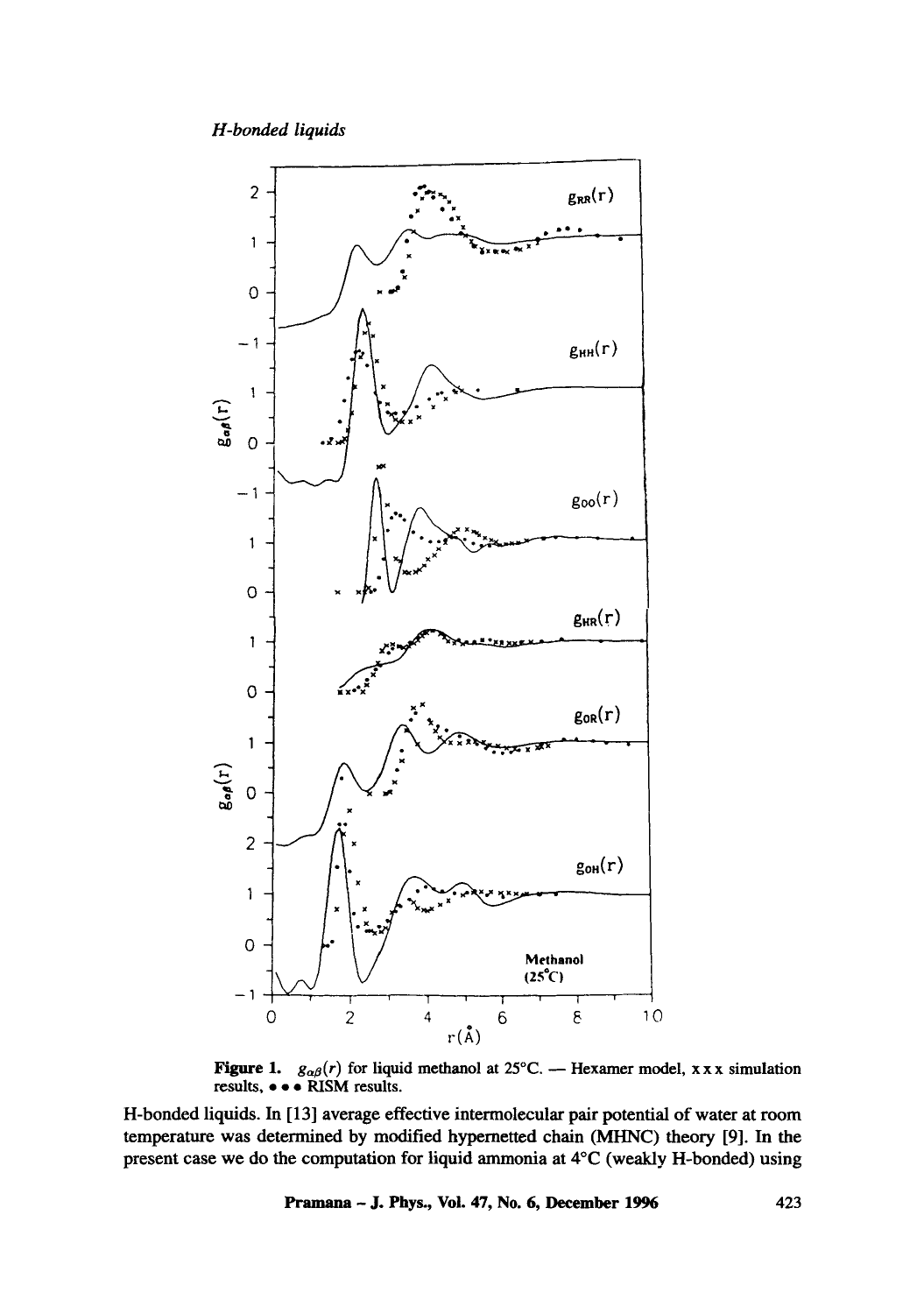**Figure 1.** $g_{\alpha\beta}(r)$ for liquid methanol at 25°C. — Hexamer model, x x x simulation results, • • • RISM results.

H-bonded liquids. In [13] average effective intermolecular pair potential of water at room temperature was determined by modified hypernetted chain (MHNC) theory [9]. In the present case we do the computation for liquid ammonia at 4°C (weakly H-bonded) using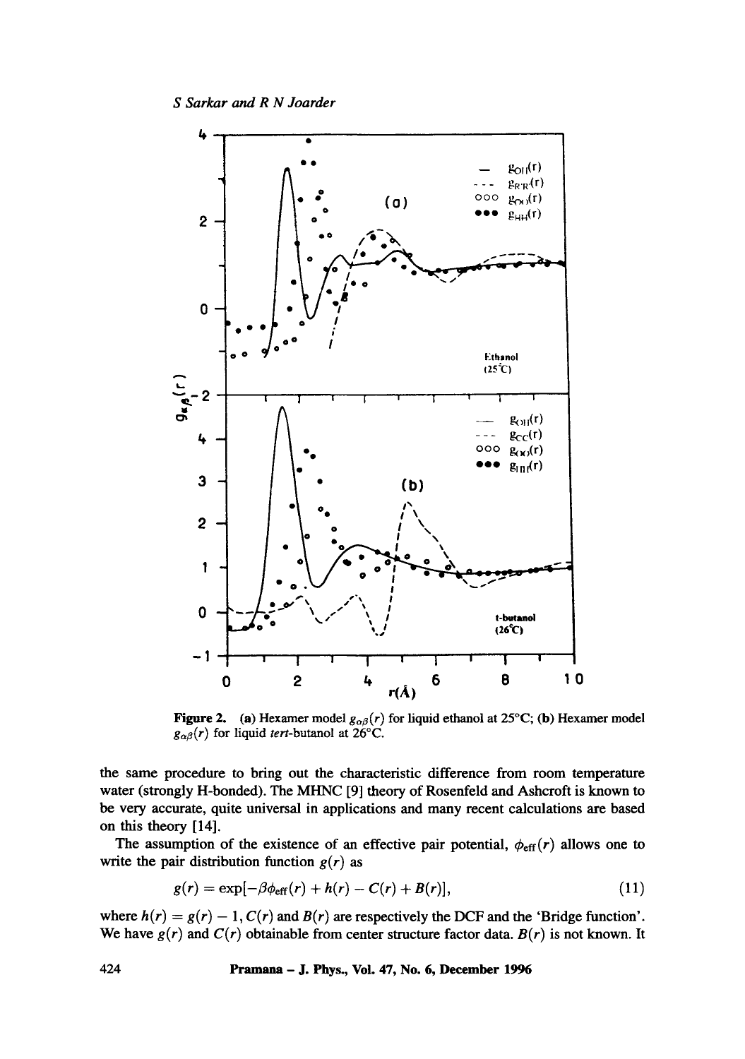4

2

0

-2

4

3

2

1

0

-1

0 2 4 6 8 10

$g_{\alpha\beta}(r)$

r(Å)

(a)

— $g_{OH}(r)$
--- $g_{R'R'}(r)$
ooo $g_{OO}(r)$
●●● $g_{HH}(r)$

Ethanol (25°C)

(b)

— $g_{OH}(r)$
--- $g_{CC}(r)$
ooo $g_{OO}(r)$
●●● $g_{HH}(r)$

t-butanol (26°C)

**Figure 2.** (a) Hexamer model $g_{\alpha\beta}(r)$ for liquid ethanol at 25°C; (b) Hexamer model $g_{\alpha\beta}(r)$ for liquid *tert*-butanol at 26°C.

the same procedure to bring out the characteristic difference from room temperature water (strongly H-bonded). The MHNC [9] theory of Rosenfeld and Ashcroft is known to be very accurate, quite universal in applications and many recent calculations are based on this theory [14].

The assumption of the existence of an effective pair potential, $\phi_{\text{eff}}(r)$ allows one to write the pair distribution function $g(r)$ as

$$g(r) = \exp[-\beta\phi_{\text{eff}}(r) + h(r) - C(r) + B(r)], \tag{11}$$

where $h(r) = g(r) - 1$, $C(r)$ and $B(r)$ are respectively the DCF and the 'Bridge function'. We have $g(r)$ and $C(r)$ obtainable from center structure factor data. $B(r)$ is not known. It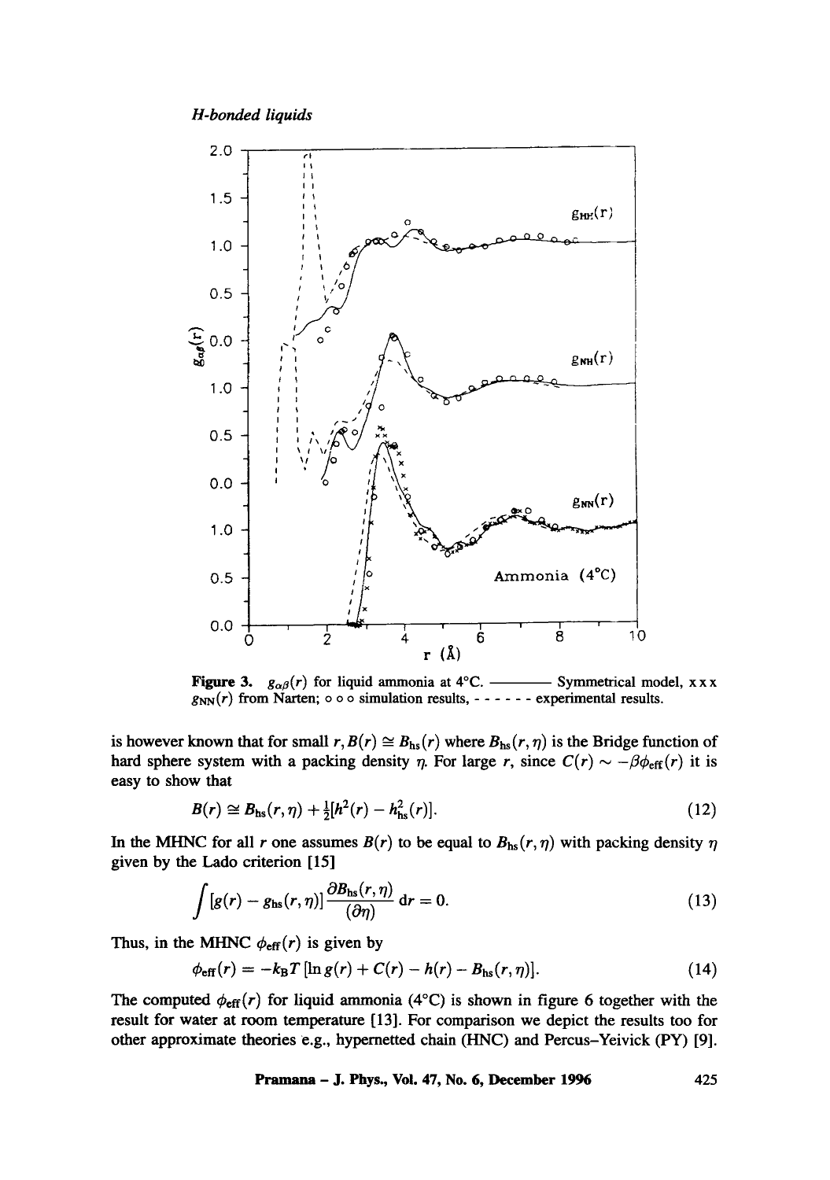2.0

1.5

1.0

0.5

0.0

1.0

0.5

0.0

1.0

0.5

0.0

$g_{\alpha\beta}(r)$

$g_{HH}(r)$

$g_{NH}(r)$

$g_{NN}(r)$

Ammonia (4°C)

0 2 4 6 8 10

r (Å)

**Figure 3.** $g_{\alpha\beta}(r)$ for liquid ammonia at 4°C. ——— Symmetrical model, x x x $g_{NN}(r)$ from Narten; o o o simulation results, - - - - - - experimental results.

is however known that for small $r, B(r) \cong B_{hs}(r)$ where $B_{hs}(r, \eta)$ is the Bridge function of hard sphere system with a packing density $\eta$. For large $r$, since $C(r) \sim -\beta\phi_{eff}(r)$ it is easy to show that

$$B(r) \cong B_{hs}(r, \eta) + \tfrac{1}{2}[h^2(r) - h_{hs}^2(r)]. \tag{12}$$

In the MHNC for all $r$ one assumes $B(r)$ to be equal to $B_{hs}(r, \eta)$ with packing density $\eta$ given by the Lado criterion [15]

$$\int [g(r) - g_{hs}(r, \eta)] \frac{\partial B_{hs}(r, \eta)}{(\partial \eta)} \, \mathrm{d}r = 0. \tag{13}$$

Thus, in the MHNC $\phi_{eff}(r)$ is given by

$$\phi_{eff}(r) = -k_B T \, [\ln g(r) + C(r) - h(r) - B_{hs}(r, \eta)]. \tag{14}$$

The computed $\phi_{eff}(r)$ for liquid ammonia (4°C) is shown in figure 6 together with the result for water at room temperature [13]. For comparison we depict the results too for other approximate theories e.g., hypernetted chain (HNC) and Percus–Yeivick (PY) [9].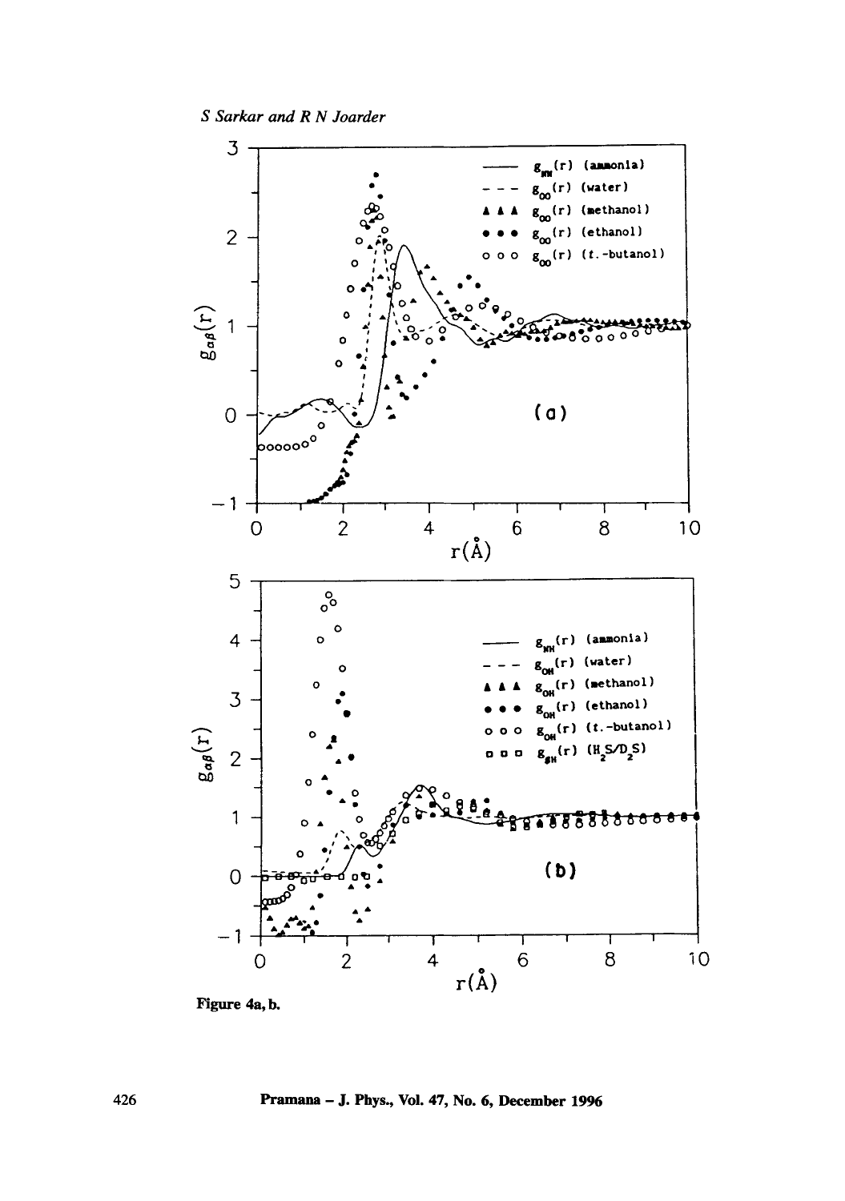Figure 4a, b.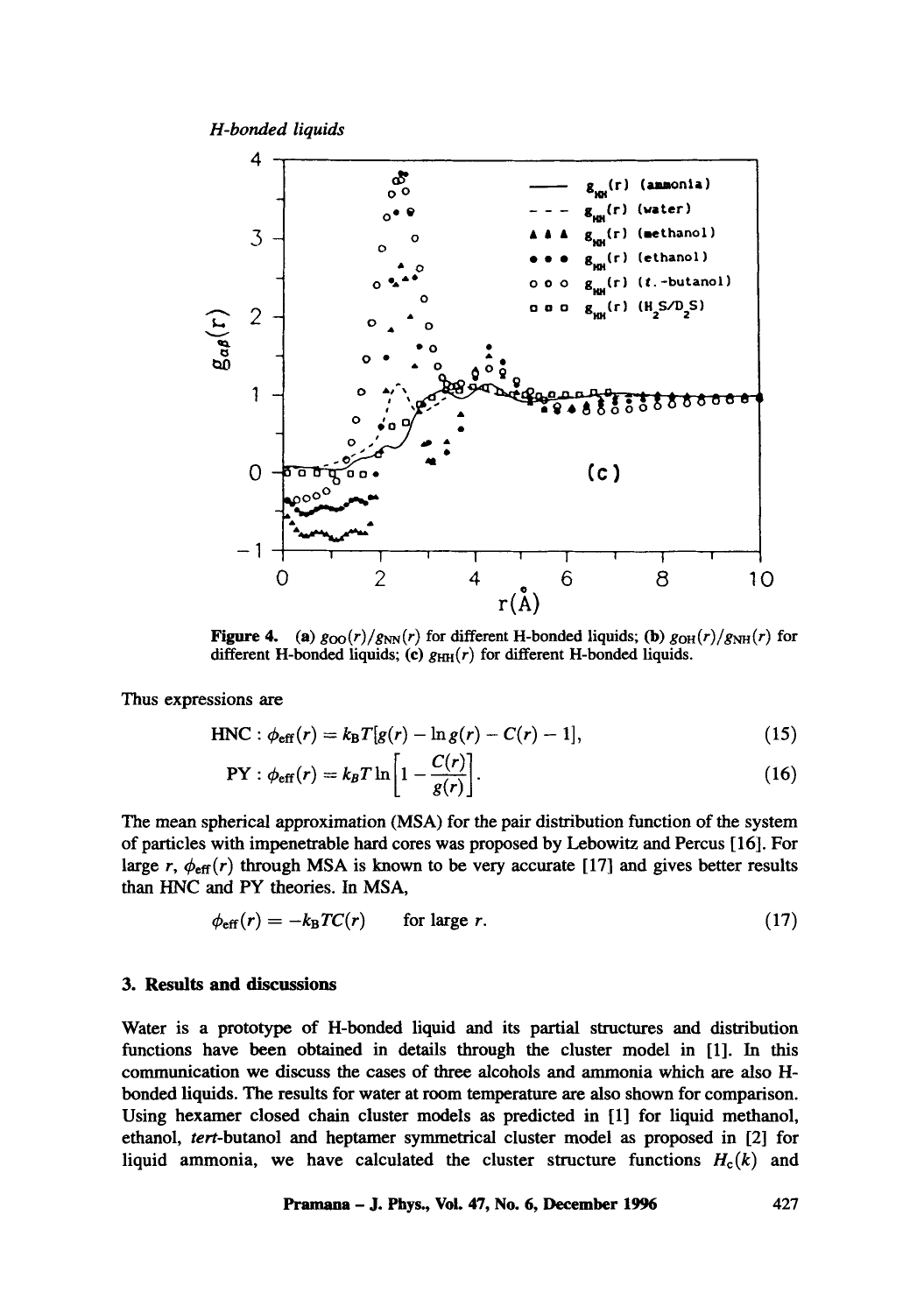*H-bonded liquids*

4
3
2
1
0
−1
0 2 4 6 8 10
$g_{\alpha\beta}(r)$
r(Å)
$g_{NH}(r)$ (ammonia)
$g_{HH}(r)$ (water)
$g_{HH}(r)$ (methanol)
$g_{HH}(r)$ (ethanol)
$g_{HH}(r)$ (t.-butanol)
$g_{HH}(r)$ ($H_2S/D_2S$)
(c)

**Figure 4.** (a) $g_{OO}(r)/g_{NN}(r)$ for different H-bonded liquids; (b) $g_{OH}(r)/g_{NH}(r)$ for different H-bonded liquids; (c) $g_{HH}(r)$ for different H-bonded liquids.

Thus expressions are

$$\text{HNC}: \phi_{\text{eff}}(r) = k_B T[g(r) - \ln g(r) - C(r) - 1], \tag{15}$$

$$\text{PY}: \phi_{\text{eff}}(r) = k_B T \ln\left[1 - \frac{C(r)}{g(r)}\right]. \tag{16}$$

The mean spherical approximation (MSA) for the pair distribution function of the system of particles with impenetrable hard cores was proposed by Lebowitz and Percus [16]. For large $r$, $\phi_{\text{eff}}(r)$ through MSA is known to be very accurate [17] and gives better results than HNC and PY theories. In MSA,

$$\phi_{\text{eff}}(r) = -k_B T C(r) \qquad \text{for large } r. \tag{17}$$

## 3. Results and discussions

Water is a prototype of H-bonded liquid and its partial structures and distribution functions have been obtained in details through the cluster model in [1]. In this communication we discuss the cases of three alcohols and ammonia which are also H-bonded liquids. The results for water at room temperature are also shown for comparison. Using hexamer closed chain cluster models as predicted in [1] for liquid methanol, ethanol, *tert*-butanol and heptamer symmetrical cluster model as proposed in [2] for liquid ammonia, we have calculated the cluster structure functions $H_c(k)$ and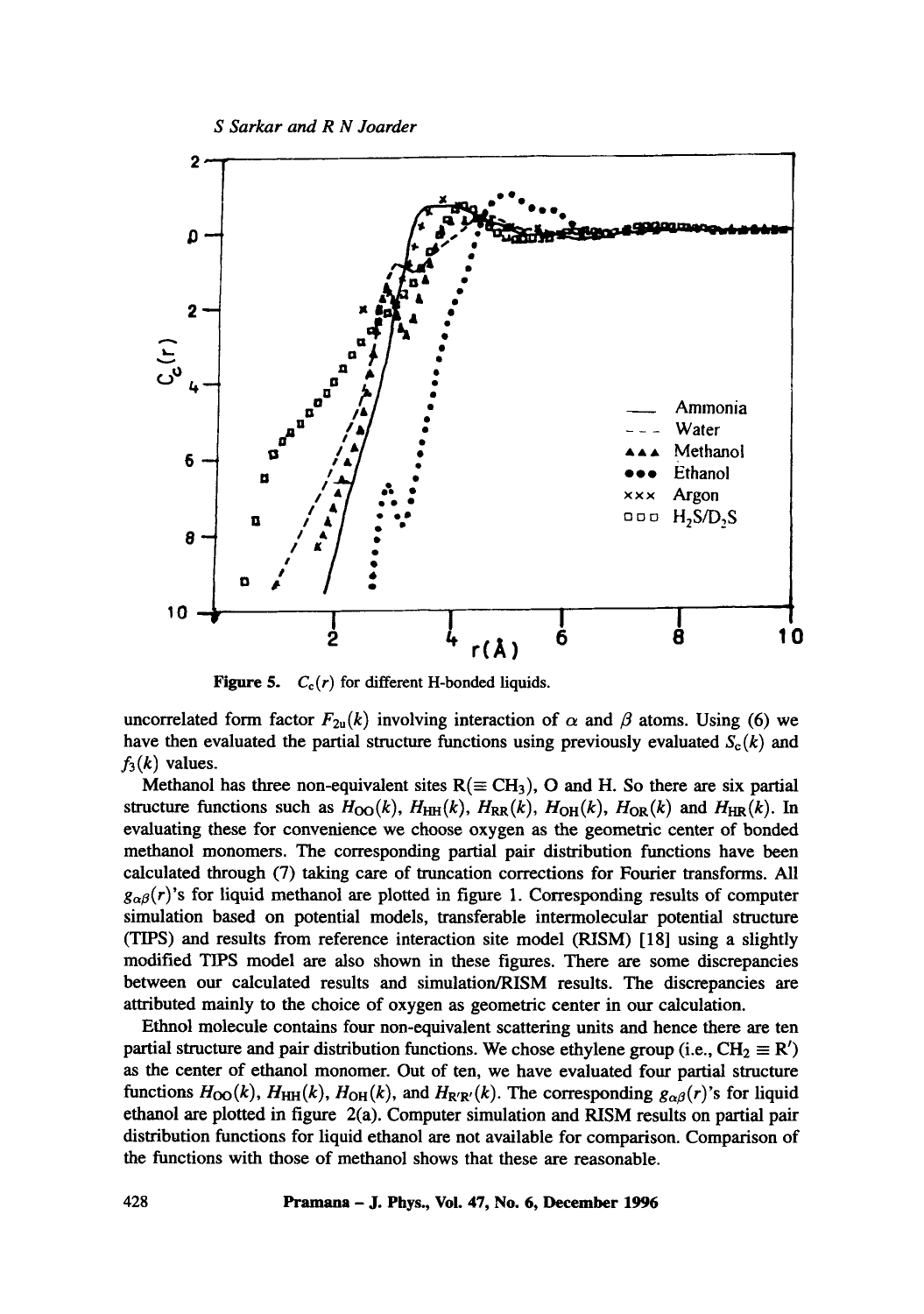2

0

2

4

6

8

10

$C_c(r)$

2

4

r(Å)

6

8

10

—— Ammonia

- - - Water

▲▲▲ Methanol

●●● Ethanol

××× Argon

□□□ $H_2S/D_2S$

**Figure 5.** $C_c(r)$ for different H-bonded liquids.

uncorrelated form factor $F_{2u}(k)$ involving interaction of $\alpha$ and $\beta$ atoms. Using (6) we have then evaluated the partial structure functions using previously evaluated $S_c(k)$ and $f_3(k)$ values.

Methanol has three non-equivalent sites R($\equiv CH_3$), O and H. So there are six partial structure functions such as $H_{OO}(k)$, $H_{HH}(k)$, $H_{RR}(k)$, $H_{OH}(k)$, $H_{OR}(k)$ and $H_{HR}(k)$. In evaluating these for convenience we choose oxygen as the geometric center of bonded methanol monomers. The corresponding partial pair distribution functions have been calculated through (7) taking care of truncation corrections for Fourier transforms. All $g_{\alpha\beta}(r)$'s for liquid methanol are plotted in figure 1. Corresponding results of computer simulation based on potential models, transferable intermolecular potential structure (TIPS) and results from reference interaction site model (RISM) [18] using a slightly modified TIPS model are also shown in these figures. There are some discrepancies between our calculated results and simulation/RISM results. The discrepancies are attributed mainly to the choice of oxygen as geometric center in our calculation.

Ethnol molecule contains four non-equivalent scattering units and hence there are ten partial structure and pair distribution functions. We chose ethylene group (i.e., $CH_2 \equiv R'$) as the center of ethanol monomer. Out of ten, we have evaluated four partial structure functions $H_{OO}(k)$, $H_{HH}(k)$, $H_{OH}(k)$, and $H_{R'R'}(k)$. The corresponding $g_{\alpha\beta}(r)$'s for liquid ethanol are plotted in figure 2(a). Computer simulation and RISM results on partial pair distribution functions for liquid ethanol are not available for comparison. Comparison of the functions with those of methanol shows that these are reasonable.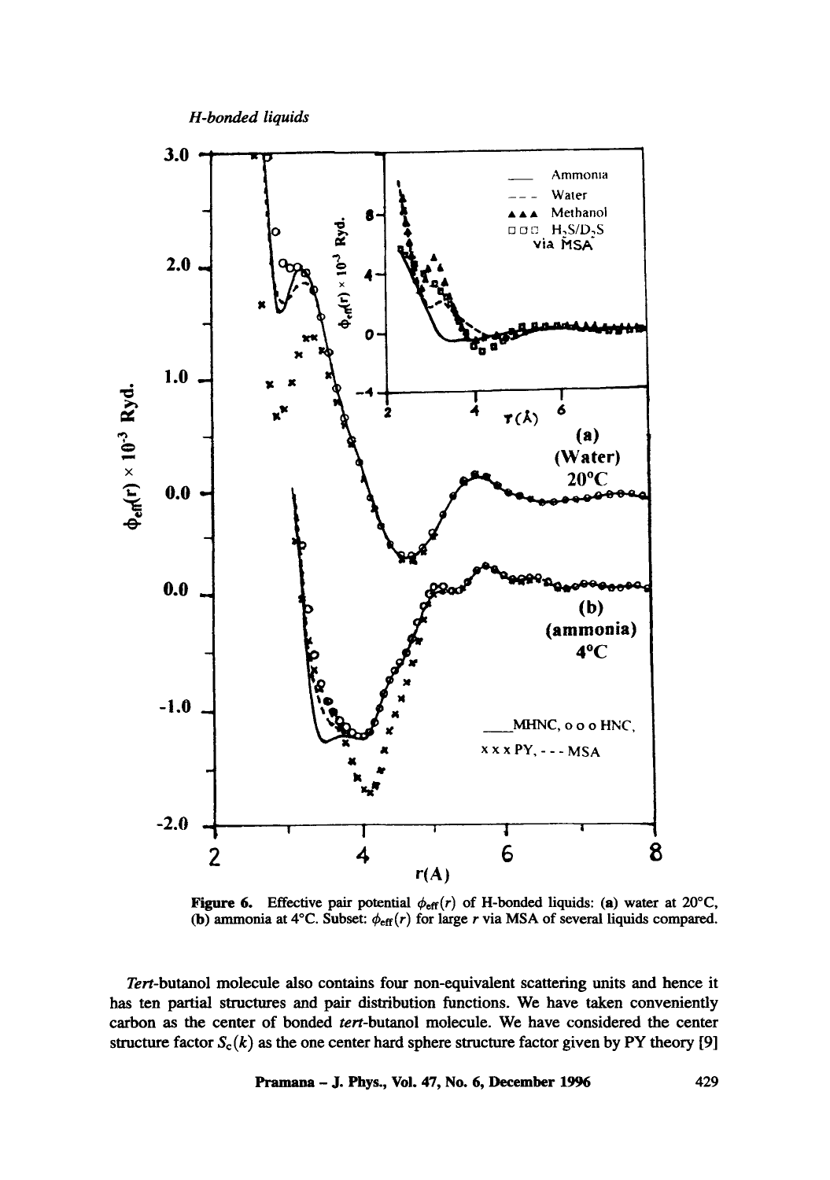3.0

2.0

1.0

$\phi_{eff}(r) \times 10^{-3}$ Ryd.

0.0

0.0

-1.0

-2.0

2

4

6

8

r(A)

Ammonia

Water

Methanol

$H_2S/D_2S$ via MSA

$\phi_{eff}(r) \times 10^{-3}$ Ryd.

8

4

0

-4

2

4

r(Å)

6

(a) (Water) 20°C

(b) (ammonia) 4°C

MHNC, o o o HNC,

x x x PY, - - - MSA

**Figure 6.** Effective pair potential $\phi_{eff}(r)$ of H-bonded liquids: (a) water at 20°C, (b) ammonia at 4°C. Subset: $\phi_{eff}(r)$ for large $r$ via MSA of several liquids compared.

*Tert*-butanol molecule also contains four non-equivalent scattering units and hence it has ten partial structures and pair distribution functions. We have taken conveniently carbon as the center of bonded *tert*-butanol molecule. We have considered the center structure factor $S_c(k)$ as the one center hard sphere structure factor given by PY theory [9]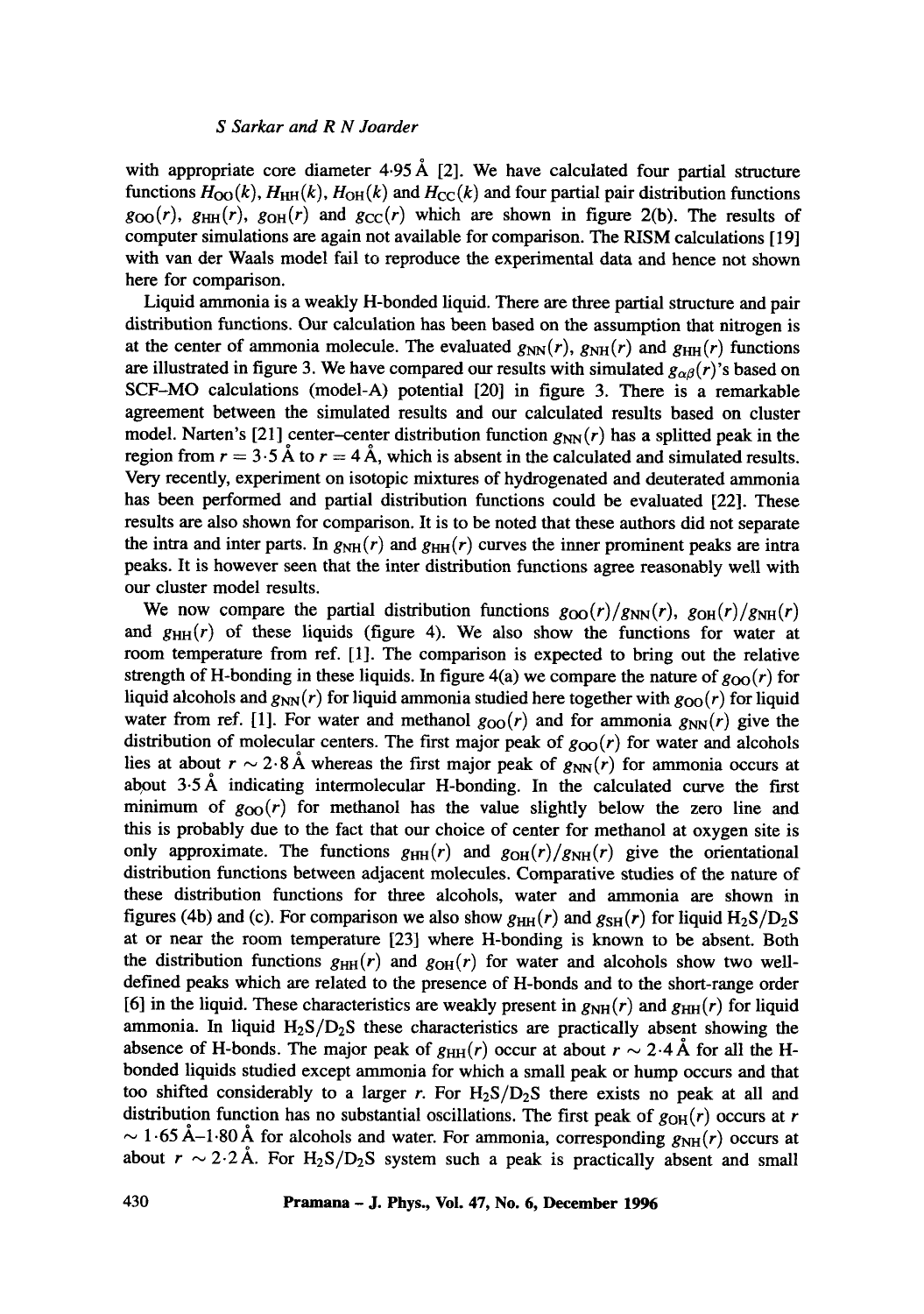with appropriate core diameter 4·95 Å [2]. We have calculated four partial structure functions $H_{OO}(k)$, $H_{HH}(k)$, $H_{OH}(k)$ and $H_{CC}(k)$ and four partial pair distribution functions $g_{OO}(r)$, $g_{HH}(r)$, $g_{OH}(r)$ and $g_{CC}(r)$ which are shown in figure 2(b). The results of computer simulations are again not available for comparison. The RISM calculations [19] with van der Waals model fail to reproduce the experimental data and hence not shown here for comparison.

Liquid ammonia is a weakly H-bonded liquid. There are three partial structure and pair distribution functions. Our calculation has been based on the assumption that nitrogen is at the center of ammonia molecule. The evaluated $g_{NN}(r)$, $g_{NH}(r)$ and $g_{HH}(r)$ functions are illustrated in figure 3. We have compared our results with simulated $g_{\alpha\beta}(r)$'s based on SCF–MO calculations (model-A) potential [20] in figure 3. There is a remarkable agreement between the simulated results and our calculated results based on cluster model. Narten's [21] center–center distribution function $g_{NN}(r)$ has a splitted peak in the region from $r = 3{\cdot}5$ Å to $r = 4$ Å, which is absent in the calculated and simulated results. Very recently, experiment on isotopic mixtures of hydrogenated and deuterated ammonia has been performed and partial distribution functions could be evaluated [22]. These results are also shown for comparison. It is to be noted that these authors did not separate the intra and inter parts. In $g_{NH}(r)$ and $g_{HH}(r)$ curves the inner prominent peaks are intra peaks. It is however seen that the inter distribution functions agree reasonably well with our cluster model results.

We now compare the partial distribution functions $g_{OO}(r)/g_{NN}(r)$, $g_{OH}(r)/g_{NH}(r)$ and $g_{HH}(r)$ of these liquids (figure 4). We also show the functions for water at room temperature from ref. [1]. The comparison is expected to bring out the relative strength of H-bonding in these liquids. In figure 4(a) we compare the nature of $g_{OO}(r)$ for liquid alcohols and $g_{NN}(r)$ for liquid ammonia studied here together with $g_{OO}(r)$ for liquid water from ref. [1]. For water and methanol $g_{OO}(r)$ and for ammonia $g_{NN}(r)$ give the distribution of molecular centers. The first major peak of $g_{OO}(r)$ for water and alcohols lies at about $r \sim 2{\cdot}8$ Å whereas the first major peak of $g_{NN}(r)$ for ammonia occurs at about 3·5 Å indicating intermolecular H-bonding. In the calculated curve the first minimum of $g_{OO}(r)$ for methanol has the value slightly below the zero line and this is probably due to the fact that our choice of center for methanol at oxygen site is only approximate. The functions $g_{HH}(r)$ and $g_{OH}(r)/g_{NH}(r)$ give the orientational distribution functions between adjacent molecules. Comparative studies of the nature of these distribution functions for three alcohols, water and ammonia are shown in figures (4b) and (c). For comparison we also show $g_{HH}(r)$ and $g_{SH}(r)$ for liquid $H_2S/D_2S$ at or near the room temperature [23] where H-bonding is known to be absent. Both the distribution functions $g_{HH}(r)$ and $g_{OH}(r)$ for water and alcohols show two well-defined peaks which are related to the presence of H-bonds and to the short-range order [6] in the liquid. These characteristics are weakly present in $g_{NH}(r)$ and $g_{HH}(r)$ for liquid ammonia. In liquid $H_2S/D_2S$ these characteristics are practically absent showing the absence of H-bonds. The major peak of $g_{HH}(r)$ occur at about $r \sim 2{\cdot}4$ Å for all the H-bonded liquids studied except ammonia for which a small peak or hump occurs and that too shifted considerably to a larger $r$. For $H_2S/D_2S$ there exists no peak at all and distribution function has no substantial oscillations. The first peak of $g_{OH}(r)$ occurs at $r \sim 1{\cdot}65$ Å–1·80 Å for alcohols and water. For ammonia, corresponding $g_{NH}(r)$ occurs at about $r \sim 2{\cdot}2$ Å. For $H_2S/D_2S$ system such a peak is practically absent and small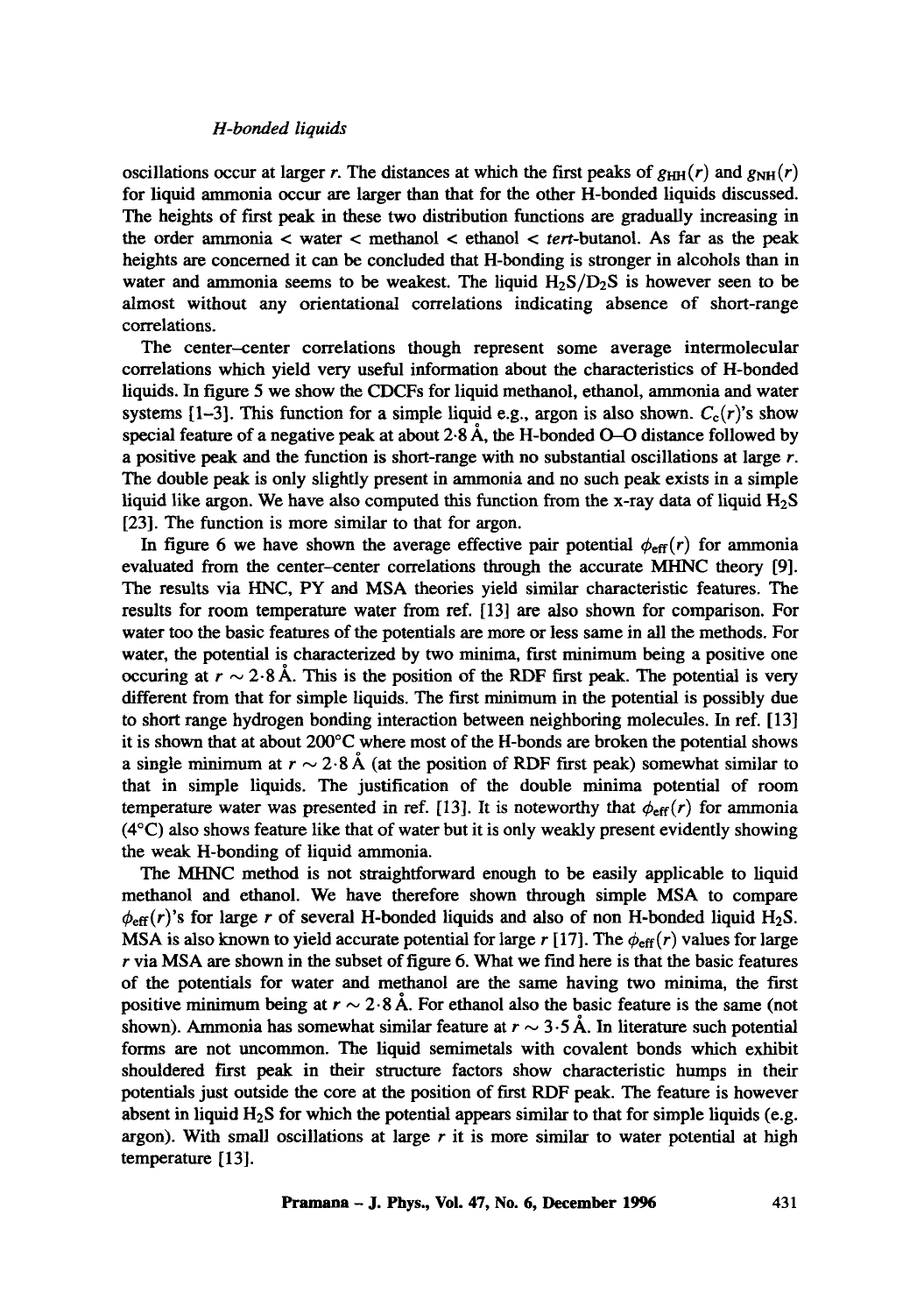oscillations occur at larger $r$. The distances at which the first peaks of $g_{HH}(r)$ and $g_{NH}(r)$ for liquid ammonia occur are larger than that for the other H-bonded liquids discussed. The heights of first peak in these two distribution functions are gradually increasing in the order ammonia < water < methanol < ethanol < *tert*-butanol. As far as the peak heights are concerned it can be concluded that H-bonding is stronger in alcohols than in water and ammonia seems to be weakest. The liquid $H_2S/D_2S$ is however seen to be almost without any orientational correlations indicating absence of short-range correlations.

The center–center correlations though represent some average intermolecular correlations which yield very useful information about the characteristics of H-bonded liquids. In figure 5 we show the CDCFs for liquid methanol, ethanol, ammonia and water systems [1–3]. This function for a simple liquid e.g., argon is also shown. $C_c(r)$'s show special feature of a negative peak at about 2·8 Å, the H-bonded O–O distance followed by a positive peak and the function is short-range with no substantial oscillations at large $r$. The double peak is only slightly present in ammonia and no such peak exists in a simple liquid like argon. We have also computed this function from the x-ray data of liquid $H_2S$ [23]. The function is more similar to that for argon.

In figure 6 we have shown the average effective pair potential $\phi_{\text{eff}}(r)$ for ammonia evaluated from the center–center correlations through the accurate MHNC theory [9]. The results via HNC, PY and MSA theories yield similar characteristic features. The results for room temperature water from ref. [13] are also shown for comparison. For water too the basic features of the potentials are more or less same in all the methods. For water, the potential is characterized by two minima, first minimum being a positive one occuring at $r \sim 2{\cdot}8$ Å. This is the position of the RDF first peak. The potential is very different from that for simple liquids. The first minimum in the potential is possibly due to short range hydrogen bonding interaction between neighboring molecules. In ref. [13] it is shown that at about 200°C where most of the H-bonds are broken the potential shows a single minimum at $r \sim 2{\cdot}8$ Å (at the position of RDF first peak) somewhat similar to that in simple liquids. The justification of the double minima potential of room temperature water was presented in ref. [13]. It is noteworthy that $\phi_{\text{eff}}(r)$ for ammonia (4°C) also shows feature like that of water but it is only weakly present evidently showing the weak H-bonding of liquid ammonia.

The MHNC method is not straightforward enough to be easily applicable to liquid methanol and ethanol. We have therefore shown through simple MSA to compare $\phi_{\text{eff}}(r)$'s for large $r$ of several H-bonded liquids and also of non H-bonded liquid $H_2S$. MSA is also known to yield accurate potential for large $r$ [17]. The $\phi_{\text{eff}}(r)$ values for large $r$ via MSA are shown in the subset of figure 6. What we find here is that the basic features of the potentials for water and methanol are the same having two minima, the first positive minimum being at $r \sim 2{\cdot}8$ Å. For ethanol also the basic feature is the same (not shown). Ammonia has somewhat similar feature at $r \sim 3{\cdot}5$ Å. In literature such potential forms are not uncommon. The liquid semimetals with covalent bonds which exhibit shouldered first peak in their structure factors show characteristic humps in their potentials just outside the core at the position of first RDF peak. The feature is however absent in liquid $H_2S$ for which the potential appears similar to that for simple liquids (e.g. argon). With small oscillations at large $r$ it is more similar to water potential at high temperature [13].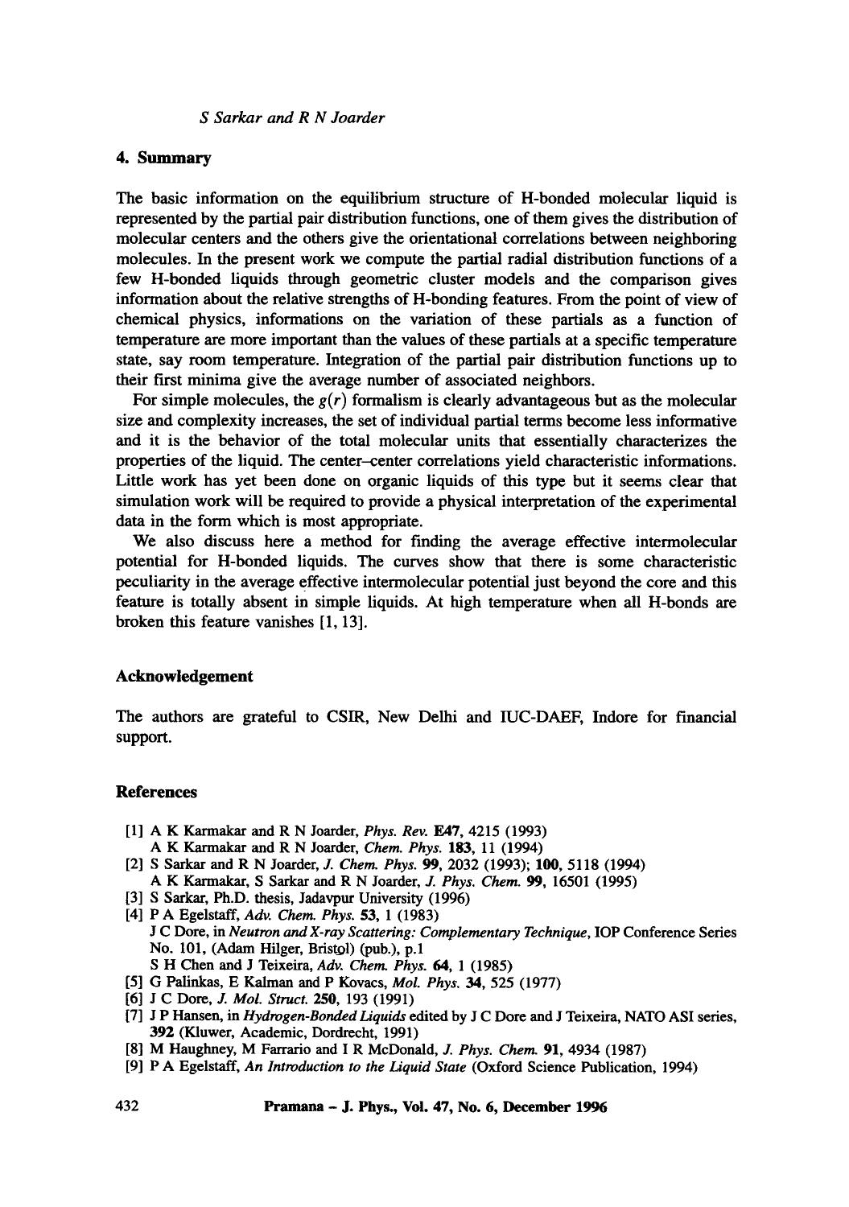## 4. Summary

The basic information on the equilibrium structure of H-bonded molecular liquid is represented by the partial pair distribution functions, one of them gives the distribution of molecular centers and the others give the orientational correlations between neighboring molecules. In the present work we compute the partial radial distribution functions of a few H-bonded liquids through geometric cluster models and the comparison gives information about the relative strengths of H-bonding features. From the point of view of chemical physics, informations on the variation of these partials as a function of temperature are more important than the values of these partials at a specific temperature state, say room temperature. Integration of the partial pair distribution functions up to their first minima give the average number of associated neighbors.

For simple molecules, the $g(r)$ formalism is clearly advantageous but as the molecular size and complexity increases, the set of individual partial terms become less informative and it is the behavior of the total molecular units that essentially characterizes the properties of the liquid. The center–center correlations yield characteristic informations. Little work has yet been done on organic liquids of this type but it seems clear that simulation work will be required to provide a physical interpretation of the experimental data in the form which is most appropriate.

We also discuss here a method for finding the average effective intermolecular potential for H-bonded liquids. The curves show that there is some characteristic peculiarity in the average effective intermolecular potential just beyond the core and this feature is totally absent in simple liquids. At high temperature when all H-bonds are broken this feature vanishes [1, 13].

### Acknowledgement

The authors are grateful to CSIR, New Delhi and IUC-DAEF, Indore for financial support.

### References

[1] A K Karmakar and R N Joarder, *Phys. Rev.* **E47**, 4215 (1993)
A K Karmakar and R N Joarder, *Chem. Phys.* **183**, 11 (1994)

[2] S Sarkar and R N Joarder, *J. Chem. Phys.* **99**, 2032 (1993); **100**, 5118 (1994)
A K Karmakar, S Sarkar and R N Joarder, *J. Phys. Chem.* **99**, 16501 (1995)

[3] S Sarkar, Ph.D. thesis, Jadavpur University (1996)

[4] P A Egelstaff, *Adv. Chem. Phys.* **53**, 1 (1983)
J C Dore, in *Neutron and X-ray Scattering: Complementary Technique*, IOP Conference Series No. 101, (Adam Hilger, Bristol) (pub.), p.1
S H Chen and J Teixeira, *Adv. Chem. Phys.* **64**, 1 (1985)

[5] G Palinkas, E Kalman and P Kovacs, *Mol. Phys.* **34**, 525 (1977)

[6] J C Dore, *J. Mol. Struct.* **250**, 193 (1991)

[7] J P Hansen, in *Hydrogen-Bonded Liquids* edited by J C Dore and J Teixeira, NATO ASI series, **392** (Kluwer, Academic, Dordrecht, 1991)

[8] M Haughney, M Farrario and I R McDonald, *J. Phys. Chem.* **91**, 4934 (1987)

[9] P A Egelstaff, *An Introduction to the Liquid State* (Oxford Science Publication, 1994)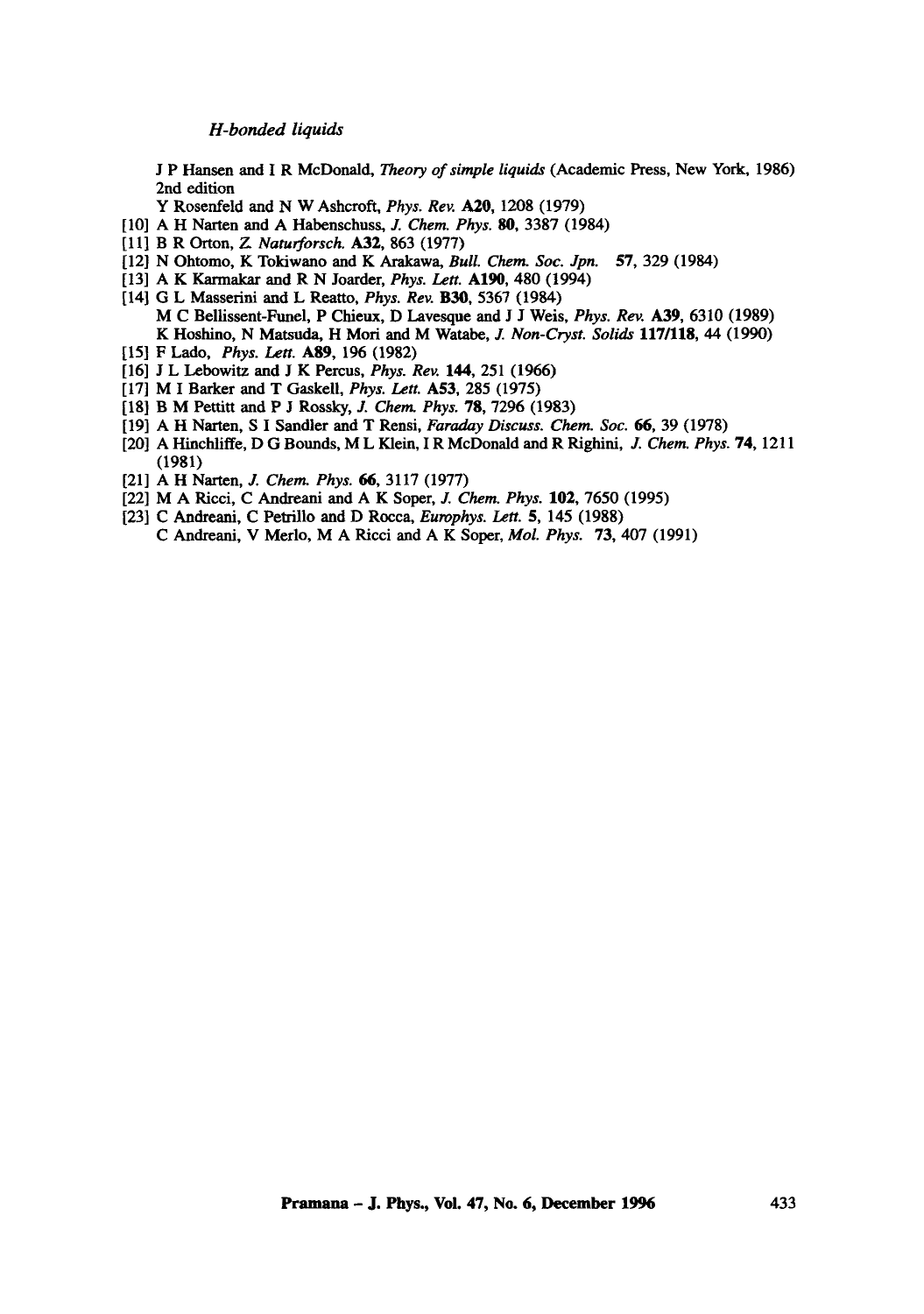J P Hansen and I R McDonald, *Theory of simple liquids* (Academic Press, New York, 1986) 2nd edition

Y Rosenfeld and N W Ashcroft, *Phys. Rev.* **A20**, 1208 (1979)

[10] A H Narten and A Habenschuss, *J. Chem. Phys.* **80**, 3387 (1984)

[11] B R Orton, *Z. Naturforsch.* **A32**, 863 (1977)

[12] N Ohtomo, K Tokiwano and K Arakawa, *Bull. Chem. Soc. Jpn.* **57**, 329 (1984)

[13] A K Karmakar and R N Joarder, *Phys. Lett.* **A190**, 480 (1994)

[14] G L Masserini and L Reatto, *Phys. Rev.* **B30**, 5367 (1984)
M C Bellissent-Funel, P Chieux, D Lavesque and J J Weis, *Phys. Rev.* **A39**, 6310 (1989)
K Hoshino, N Matsuda, H Mori and M Watabe, *J. Non-Cryst. Solids* **117/118**, 44 (1990)

[15] F Lado, *Phys. Lett.* **A89**, 196 (1982)

[16] J L Lebowitz and J K Percus, *Phys. Rev.* **144**, 251 (1966)

[17] M I Barker and T Gaskell, *Phys. Lett.* **A53**, 285 (1975)

[18] B M Pettitt and P J Rossky, *J. Chem. Phys.* **78**, 7296 (1983)

[19] A H Narten, S I Sandler and T Rensi, *Faraday Discuss. Chem. Soc.* **66**, 39 (1978)

[20] A Hinchliffe, D G Bounds, M L Klein, I R McDonald and R Righini, *J. Chem. Phys.* **74**, 1211 (1981)

[21] A H Narten, *J. Chem. Phys.* **66**, 3117 (1977)

[22] M A Ricci, C Andreani and A K Soper, *J. Chem. Phys.* **102**, 7650 (1995)

[23] C Andreani, C Petrillo and D Rocca, *Europhys. Lett.* **5**, 145 (1988)
C Andreani, V Merlo, M A Ricci and A K Soper, *Mol. Phys.* **73**, 407 (1991)